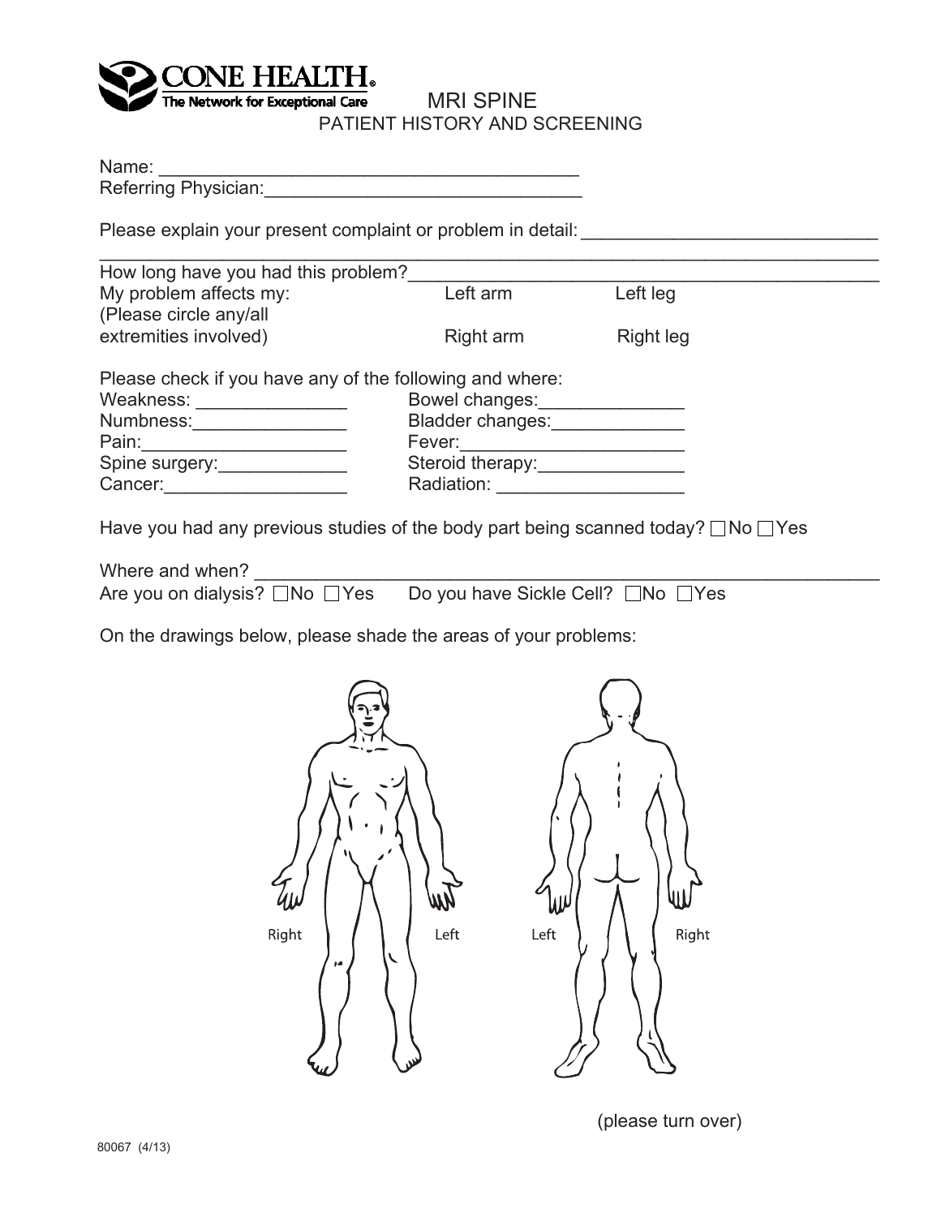**CONE HEALTH®**
The Network for Exceptional Care

# MRI SPINE
## PATIENT HISTORY AND SCREENING

Name: ___________________________________________

Referring Physician: _______________________________

Please explain your present complaint or problem in detail: _____________________________

_________________________________________________________________________________

How long have you had this problem? ________________________________________________

My problem affects my: (Please circle any/all extremities involved)

| | |
|---|---|
| Left arm | Left leg |
| Right arm | Right leg |

Please check if you have any of the following and where:

| | |
|---|---|
| Weakness: _______________ | Bowel changes: _______________ |
| Numbness: _______________ | Bladder changes: _____________ |
| Pain: ___________________ | Fever: ______________________ |
| Spine surgery: ____________ | Steroid therapy: ______________ |
| Cancer: _________________ | Radiation: __________________ |

Have you had any previous studies of the body part being scanned today? ☐ No ☐ Yes

Where and when? _________________________________________________________________

Are you on dialysis? ☐ No ☐ Yes     Do you have Sickle Cell? ☐ No ☐ Yes

On the drawings below, please shade the areas of your problems:

Right     Left     Left     Right

(please turn over)

80067 (4/13)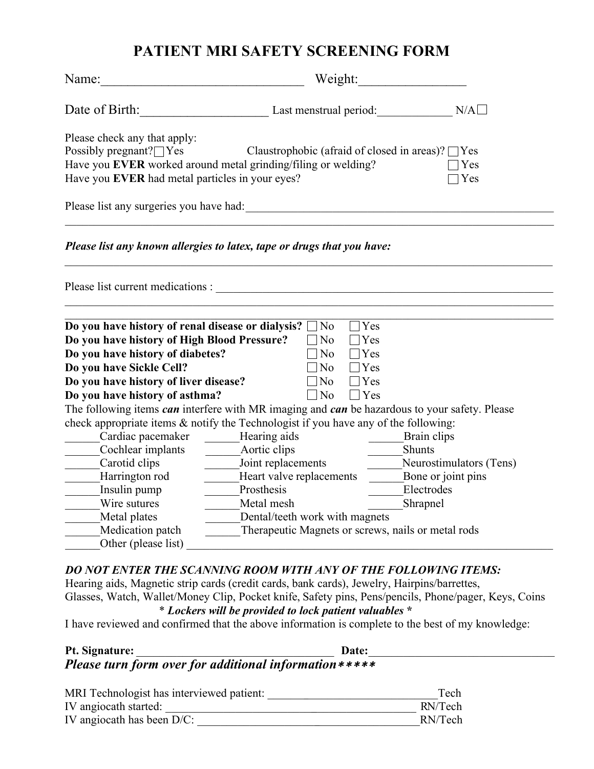# PATIENT MRI SAFETY SCREENING FORM

Name:_____________________________ Weight:________________

Date of Birth:____________________ Last menstrual period:_____________ N/A ☐

Please check any that apply:

Possibly pregnant? ☐ Yes    Claustrophobic (afraid of closed in areas)? ☐ Yes

Have you **EVER** worked around metal grinding/filing or welding? ☐ Yes

Have you **EVER** had metal particles in your eyes? ☐ Yes

Please list any surgeries you have had:_______________________________________________________

_____________________________________________________________________________

***Please list any known allergies to latex, tape or drugs that you have:***

_____________________________________________________________________________

Please list current medications : ______________________________________________________

_____________________________________________________________________________

_____________________________________________________________________________

| | | |
|---|---|---|
| **Do you have history of renal disease or dialysis?** | ☐ No | ☐ Yes |
| **Do you have history of High Blood Pressure?** | ☐ No | ☐ Yes |
| **Do you have history of diabetes?** | ☐ No | ☐ Yes |
| **Do you have Sickle Cell?** | ☐ No | ☐ Yes |
| **Do you have history of liver disease?** | ☐ No | ☐ Yes |
| **Do you have history of asthma?** | ☐ No | ☐ Yes |

The following items ***can*** interfere with MR imaging and ***can*** be hazardous to your safety. Please check appropriate items & notify the Technologist if you have any of the following:

| | | |
|---|---|---|
| ______Cardiac pacemaker | ______Hearing aids | ______Brain clips |
| ______Cochlear implants | ______Aortic clips | ______Shunts |
| ______Carotid clips | ______Joint replacements | ______Neurostimulators (Tens) |
| ______Harrington rod | ______Heart valve replacements | ______Bone or joint pins |
| ______Insulin pump | ______Prosthesis | ______Electrodes |
| ______Wire sutures | ______Metal mesh | ______Shrapnel |
| ______Metal plates | ______Dental/teeth work with magnets | |
| ______Medication patch | ______Therapeutic Magnets or screws, nails or metal rods | |

______Other (please list) _____________________________________________________________

***DO NOT ENTER THE SCANNING ROOM WITH ANY OF THE FOLLOWING ITEMS:***

Hearing aids, Magnetic strip cards (credit cards, bank cards), Jewelry, Hairpins/barrettes, Glasses, Watch, Wallet/Money Clip, Pocket knife, Safety pins, Pens/pencils, Phone/pager, Keys, Coins

*** Lockers will be provided to lock patient valuables ***

I have reviewed and confirmed that the above information is complete to the best of my knowledge:

**Pt. Signature:** _________________________________ **Date:**_______________________________

***Please turn form over for additional information*\*\*\*\****

MRI Technologist has interviewed patient: _____________________________Tech

IV angiocath started: ___________________________________________ RN/Tech

IV angiocath has been D/C: ______________________________________RN/Tech